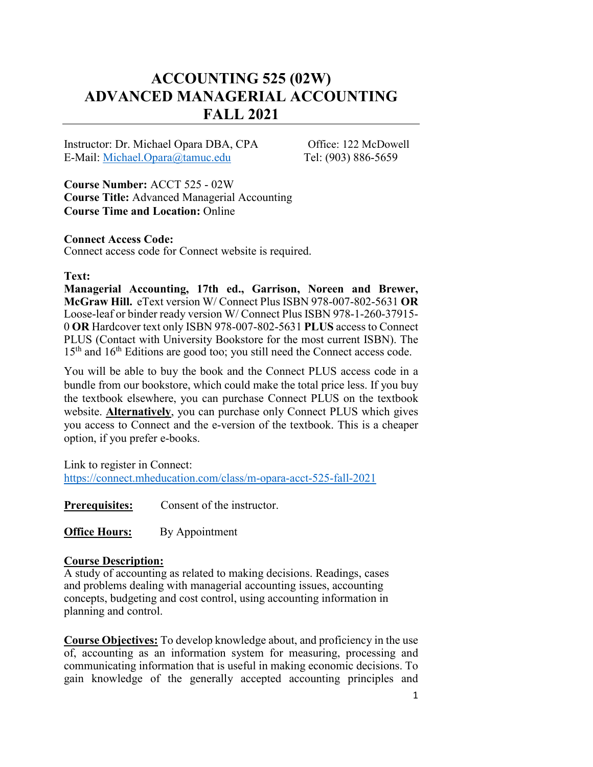# ACCOUNTING 525 (02W)
# ADVANCED MANAGERIAL ACCOUNTING
# FALL 2021

Instructor: Dr. Michael Opara DBA, CPA
E-Mail: Michael.Opara@tamuc.edu

Office: 122 McDowell
Tel: (903) 886-5659

**Course Number:** ACCT 525 - 02W
**Course Title:** Advanced Managerial Accounting
**Course Time and Location:** Online

**Connect Access Code:**
Connect access code for Connect website is required.

**Text:**
**Managerial Accounting, 17th ed., Garrison, Noreen and Brewer, McGraw Hill.** eText version W/ Connect Plus ISBN 978-007-802-5631 **OR** Loose-leaf or binder ready version W/ Connect Plus ISBN 978-1-260-37915-0 **OR** Hardcover text only ISBN 978-007-802-5631 **PLUS** access to Connect PLUS (Contact with University Bookstore for the most current ISBN). The 15th and 16th Editions are good too; you still need the Connect access code.

You will be able to buy the book and the Connect PLUS access code in a bundle from our bookstore, which could make the total price less. If you buy the textbook elsewhere, you can purchase Connect PLUS on the textbook website. **Alternatively**, you can purchase only Connect PLUS which gives you access to Connect and the e-version of the textbook. This is a cheaper option, if you prefer e-books.

Link to register in Connect:
https://connect.mheducation.com/class/m-opara-acct-525-fall-2021

**Prerequisites:** Consent of the instructor.

**Office Hours:** By Appointment

**Course Description:**
A study of accounting as related to making decisions. Readings, cases and problems dealing with managerial accounting issues, accounting concepts, budgeting and cost control, using accounting information in planning and control.

**Course Objectives:** To develop knowledge about, and proficiency in the use of, accounting as an information system for measuring, processing and communicating information that is useful in making economic decisions. To gain knowledge of the generally accepted accounting principles and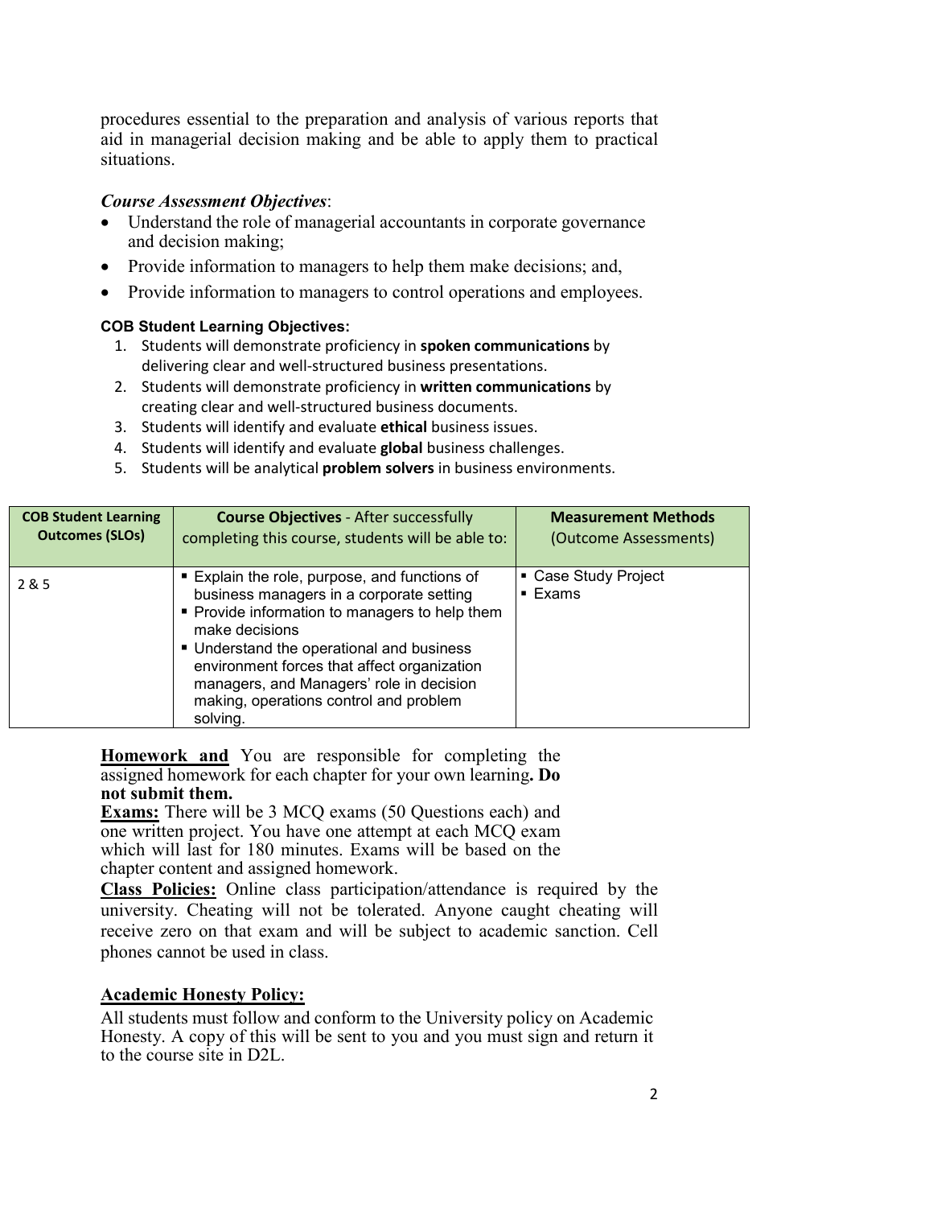procedures essential to the preparation and analysis of various reports that aid in managerial decision making and be able to apply them to practical situations.

***Course Assessment Objectives***:

- Understand the role of managerial accountants in corporate governance and decision making;
- Provide information to managers to help them make decisions; and,
- Provide information to managers to control operations and employees.

**COB Student Learning Objectives:**

1. Students will demonstrate proficiency in **spoken communications** by delivering clear and well-structured business presentations.
2. Students will demonstrate proficiency in **written communications** by creating clear and well-structured business documents.
3. Students will identify and evaluate **ethical** business issues.
4. Students will identify and evaluate **global** business challenges.
5. Students will be analytical **problem solvers** in business environments.

| **COB Student Learning Outcomes (SLOs)** | **Course Objectives** - After successfully completing this course, students will be able to: | **Measurement Methods** (Outcome Assessments) |
|---|---|---|
| 2 & 5 | ▪ Explain the role, purpose, and functions of business managers in a corporate setting<br>▪ Provide information to managers to help them make decisions<br>▪ Understand the operational and business environment forces that affect organization managers, and Managers' role in decision making, operations control and problem solving. | ▪ Case Study Project<br>▪ Exams |

**<u>Homework and</u>** You are responsible for completing the assigned homework for each chapter for your own learning**. Do not submit them.**

**<u>Exams:</u>** There will be 3 MCQ exams (50 Questions each) and one written project. You have one attempt at each MCQ exam which will last for 180 minutes. Exams will be based on the chapter content and assigned homework.

**<u>Class Policies:</u>** Online class participation/attendance is required by the university. Cheating will not be tolerated. Anyone caught cheating will receive zero on that exam and will be subject to academic sanction. Cell phones cannot be used in class.

## <u>Academic Honesty Policy:</u>

All students must follow and conform to the University policy on Academic Honesty. A copy of this will be sent to you and you must sign and return it to the course site in D2L.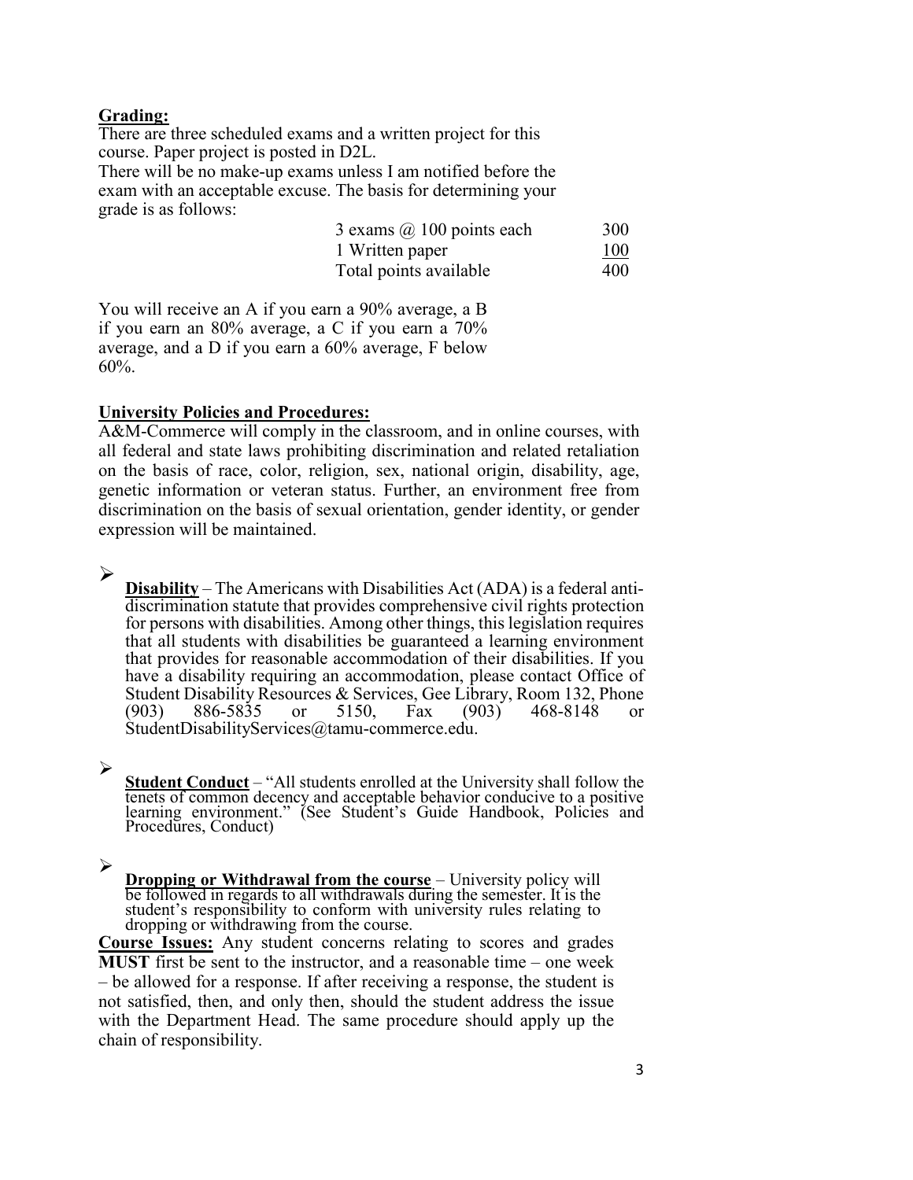**Grading:**

There are three scheduled exams and a written project for this course. Paper project is posted in D2L.

There will be no make-up exams unless I am notified before the exam with an acceptable excuse. The basis for determining your grade is as follows:

| | |
|---|---|
| 3 exams @ 100 points each | 300 |
| 1 Written paper | 100 |
| Total points available | 400 |

You will receive an A if you earn a 90% average, a B if you earn an 80% average, a C if you earn a 70% average, and a D if you earn a 60% average, F below 60%.

**University Policies and Procedures:**

A&M-Commerce will comply in the classroom, and in online courses, with all federal and state laws prohibiting discrimination and related retaliation on the basis of race, color, religion, sex, national origin, disability, age, genetic information or veteran status. Further, an environment free from discrimination on the basis of sexual orientation, gender identity, or gender expression will be maintained.

- **Disability** – The Americans with Disabilities Act (ADA) is a federal anti-discrimination statute that provides comprehensive civil rights protection for persons with disabilities. Among other things, this legislation requires that all students with disabilities be guaranteed a learning environment that provides for reasonable accommodation of their disabilities. If you have a disability requiring an accommodation, please contact Office of Student Disability Resources & Services, Gee Library, Room 132, Phone (903) 886-5835 or 5150, Fax (903) 468-8148 or StudentDisabilityServices@tamu-commerce.edu.

- **Student Conduct** – "All students enrolled at the University shall follow the tenets of common decency and acceptable behavior conducive to a positive learning environment." (See Student's Guide Handbook, Policies and Procedures, Conduct)

- **Dropping or Withdrawal from the course** – University policy will be followed in regards to all withdrawals during the semester. It is the student's responsibility to conform with university rules relating to dropping or withdrawing from the course.

**Course Issues:** Any student concerns relating to scores and grades **MUST** first be sent to the instructor, and a reasonable time – one week – be allowed for a response. If after receiving a response, the student is not satisfied, then, and only then, should the student address the issue with the Department Head. The same procedure should apply up the chain of responsibility.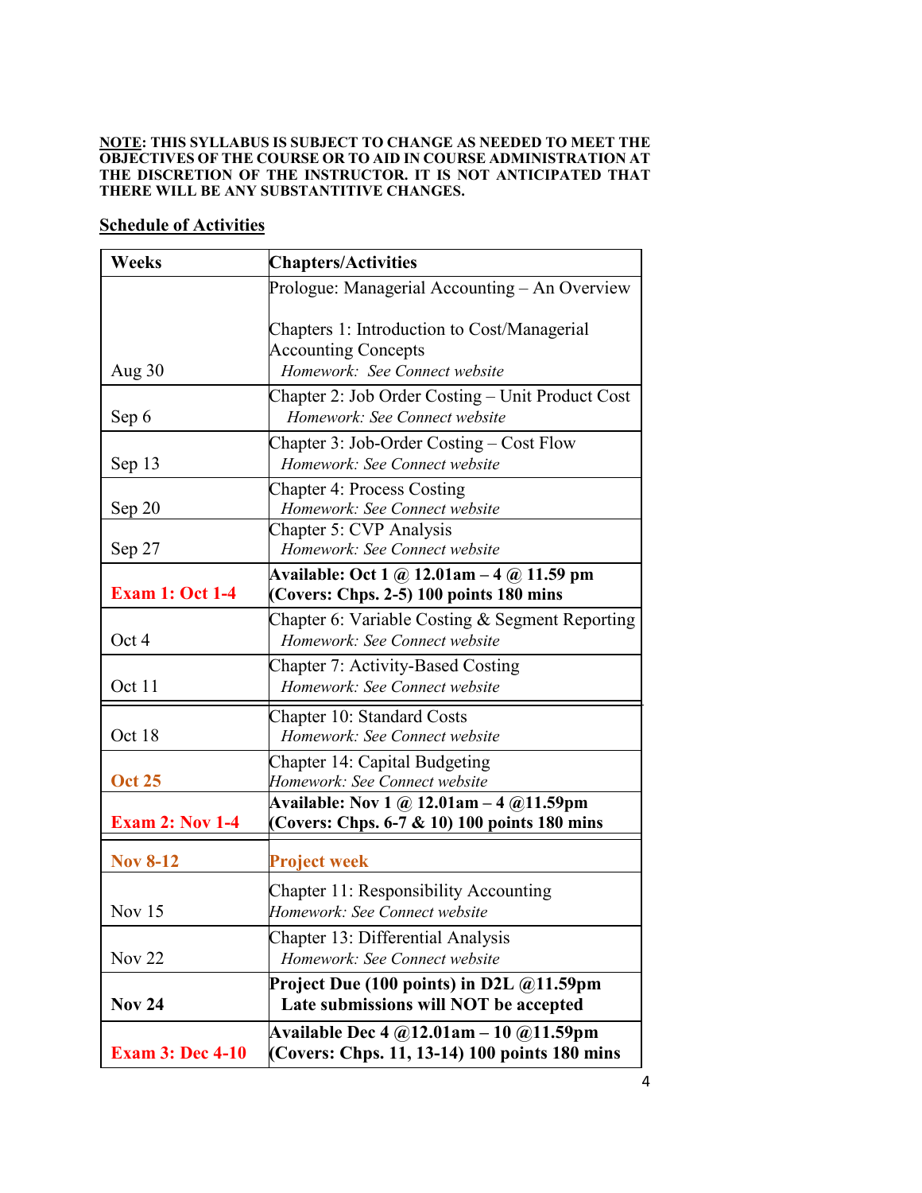**<u>NOTE</u>: THIS SYLLABUS IS SUBJECT TO CHANGE AS NEEDED TO MEET THE OBJECTIVES OF THE COURSE OR TO AID IN COURSE ADMINISTRATION AT THE DISCRETION OF THE INSTRUCTOR. IT IS NOT ANTICIPATED THAT THERE WILL BE ANY SUBSTANTITIVE CHANGES.**

## Schedule of Activities

| Weeks | Chapters/Activities |
|---|---|
| Aug 30 | Prologue: Managerial Accounting – An Overview<br><br>Chapters 1: Introduction to Cost/Managerial Accounting Concepts<br>*Homework: See Connect website* |
| Sep 6 | Chapter 2: Job Order Costing – Unit Product Cost<br>*Homework: See Connect website* |
| Sep 13 | Chapter 3: Job-Order Costing – Cost Flow<br>*Homework: See Connect website* |
| Sep 20 | Chapter 4: Process Costing<br>*Homework: See Connect website* |
| Sep 27 | Chapter 5: CVP Analysis<br>*Homework: See Connect website* |
| **Exam 1: Oct 1-4** | **Available: Oct 1 @ 12.01am – 4 @ 11.59 pm (Covers: Chps. 2-5) 100 points 180 mins** |
| Oct 4 | Chapter 6: Variable Costing & Segment Reporting<br>*Homework: See Connect website* |
| Oct 11 | Chapter 7: Activity-Based Costing<br>*Homework: See Connect website* |
| Oct 18 | Chapter 10: Standard Costs<br>*Homework: See Connect website* |
| **Oct 25** | Chapter 14: Capital Budgeting<br>*Homework: See Connect website* |
| **Exam 2: Nov 1-4** | **Available: Nov 1 @ 12.01am – 4 @11.59pm (Covers: Chps. 6-7 & 10) 100 points 180 mins** |
| **Nov 8-12** | **Project week** |
| Nov 15 | Chapter 11: Responsibility Accounting<br>*Homework: See Connect website* |
| Nov 22 | Chapter 13: Differential Analysis<br>*Homework: See Connect website* |
| **Nov 24** | **Project Due (100 points) in D2L @11.59pm**<br>**Late submissions will NOT be accepted** |
| **Exam 3: Dec 4-10** | **Available Dec 4 @12.01am – 10 @11.59pm (Covers: Chps. 11, 13-14) 100 points 180 mins** |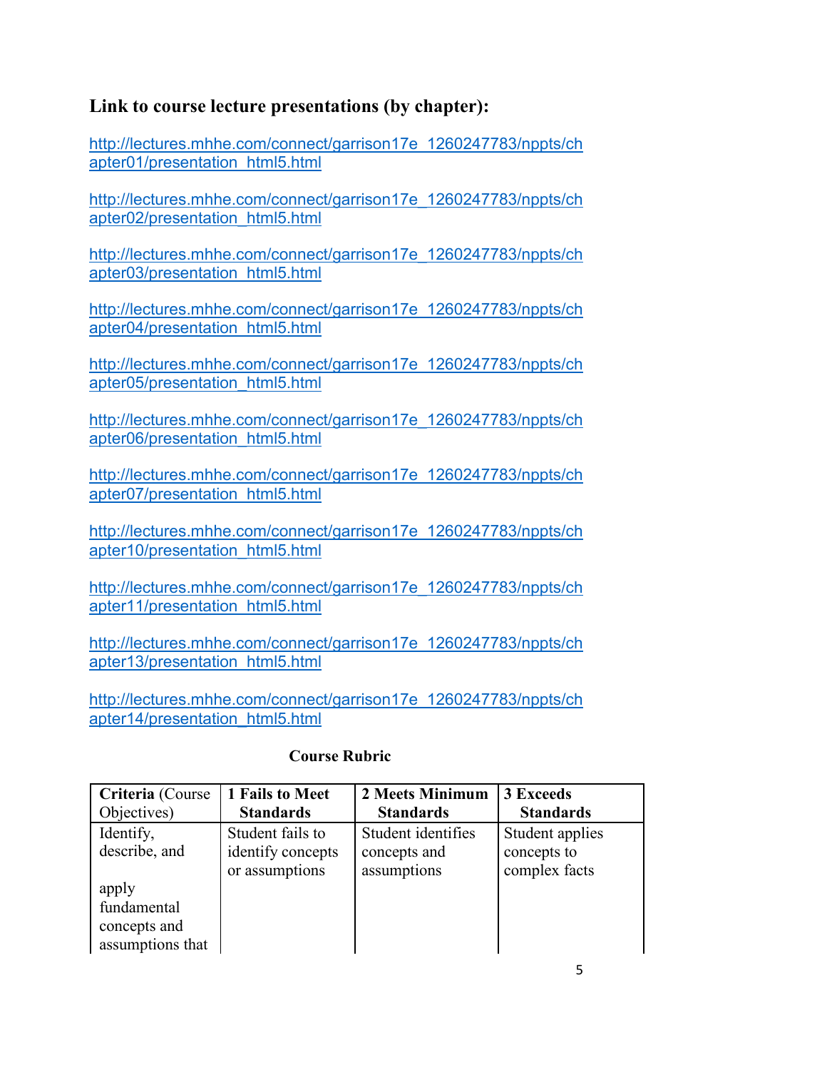### Link to course lecture presentations (by chapter):

http://lectures.mhhe.com/connect/garrison17e_1260247783/nppts/chapter01/presentation_html5.html

http://lectures.mhhe.com/connect/garrison17e_1260247783/nppts/chapter02/presentation_html5.html

http://lectures.mhhe.com/connect/garrison17e_1260247783/nppts/chapter03/presentation_html5.html

http://lectures.mhhe.com/connect/garrison17e_1260247783/nppts/chapter04/presentation_html5.html

http://lectures.mhhe.com/connect/garrison17e_1260247783/nppts/chapter05/presentation_html5.html

http://lectures.mhhe.com/connect/garrison17e_1260247783/nppts/chapter06/presentation_html5.html

http://lectures.mhhe.com/connect/garrison17e_1260247783/nppts/chapter07/presentation_html5.html

http://lectures.mhhe.com/connect/garrison17e_1260247783/nppts/chapter10/presentation_html5.html

http://lectures.mhhe.com/connect/garrison17e_1260247783/nppts/chapter11/presentation_html5.html

http://lectures.mhhe.com/connect/garrison17e_1260247783/nppts/chapter13/presentation_html5.html

http://lectures.mhhe.com/connect/garrison17e_1260247783/nppts/chapter14/presentation_html5.html

**Course Rubric**

| **Criteria** (Course Objectives) | **1 Fails to Meet Standards** | **2 Meets Minimum Standards** | **3 Exceeds Standards** |
|---|---|---|---|
| Identify, describe, and apply fundamental concepts and assumptions that | Student fails to identify concepts or assumptions | Student identifies concepts and assumptions | Student applies concepts to complex facts |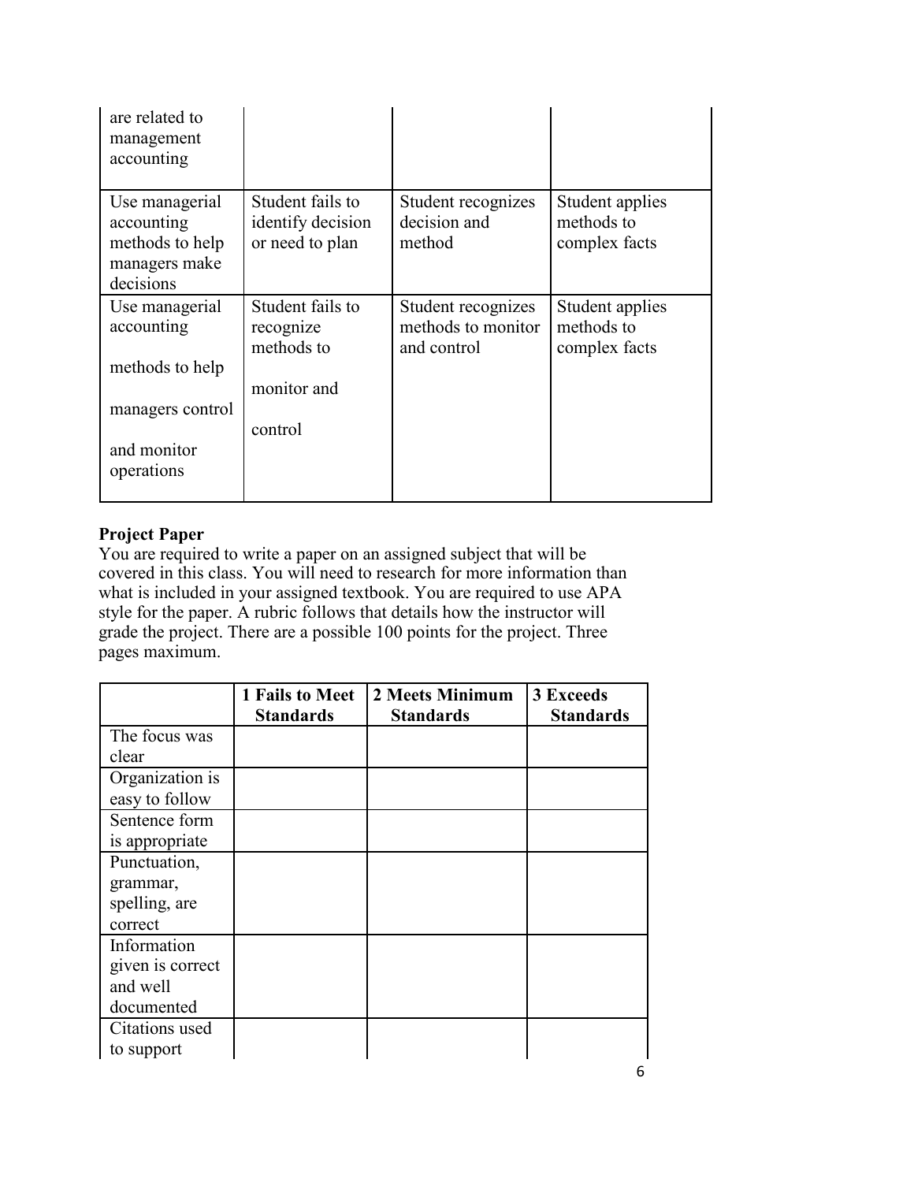| | | | |
|---|---|---|---|
| are related to management accounting | | | |
| Use managerial accounting methods to help managers make decisions | Student fails to identify decision or need to plan | Student recognizes decision and method | Student applies methods to complex facts |
| Use managerial accounting methods to help managers control and monitor operations | Student fails to recognize methods to monitor and control | Student recognizes methods to monitor and control | Student applies methods to complex facts |

**Project Paper**
You are required to write a paper on an assigned subject that will be covered in this class. You will need to research for more information than what is included in your assigned textbook. You are required to use APA style for the paper. A rubric follows that details how the instructor will grade the project. There are a possible 100 points for the project. Three pages maximum.

| | 1 Fails to Meet Standards | 2 Meets Minimum Standards | 3 Exceeds Standards |
|---|---|---|---|
| The focus was clear | | | |
| Organization is easy to follow | | | |
| Sentence form is appropriate | | | |
| Punctuation, grammar, spelling, are correct | | | |
| Information given is correct and well documented | | | |
| Citations used to support | | | |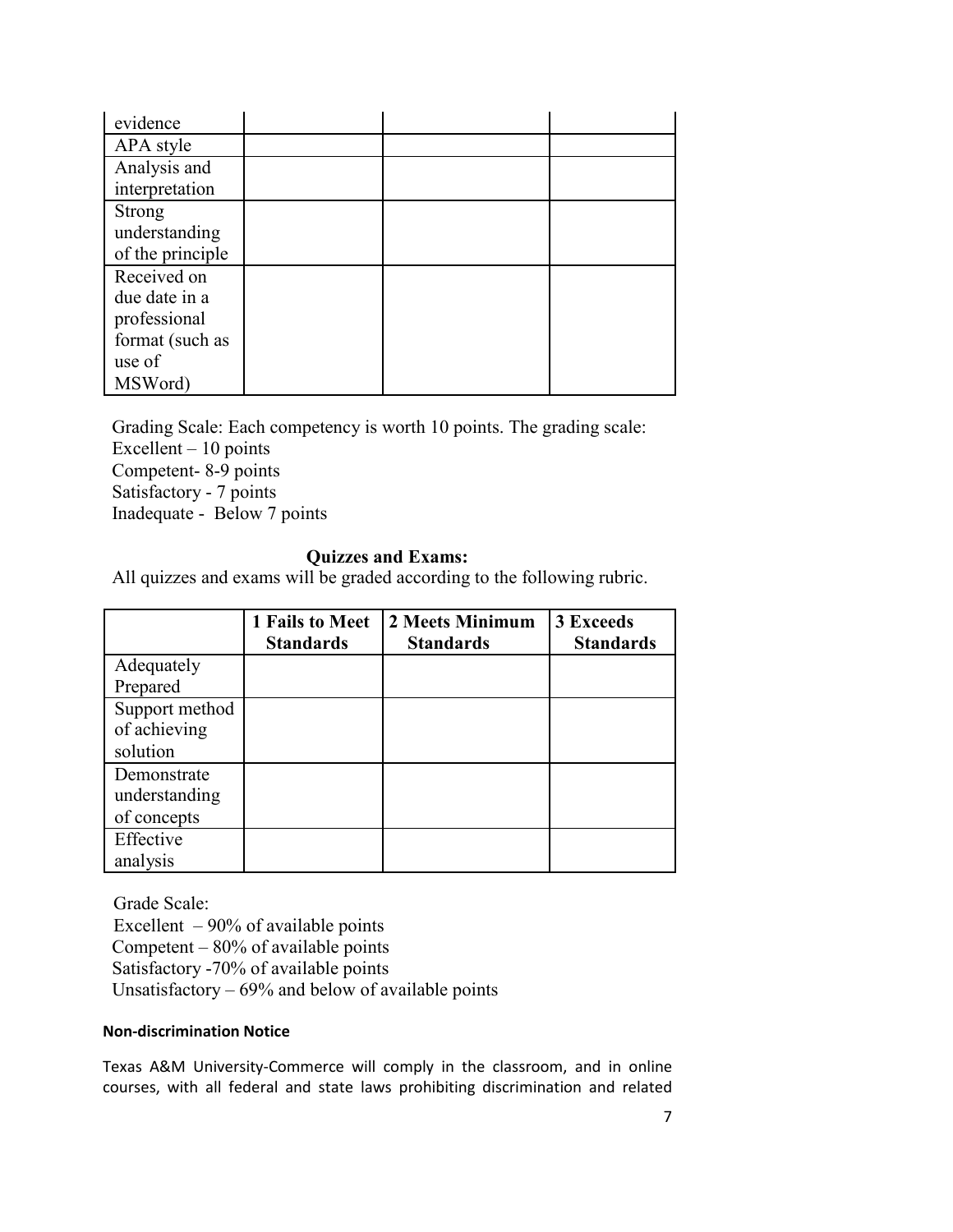| | | | |
|---|---|---|---|
| evidence | | | |
| APA style | | | |
| Analysis and interpretation | | | |
| Strong understanding of the principle | | | |
| Received on due date in a professional format (such as use of MSWord) | | | |

Grading Scale: Each competency is worth 10 points. The grading scale:
Excellent – 10 points
Competent- 8-9 points
Satisfactory - 7 points
Inadequate - Below 7 points

**Quizzes and Exams:**

All quizzes and exams will be graded according to the following rubric.

| | 1 Fails to Meet Standards | 2 Meets Minimum Standards | 3 Exceeds Standards |
|---|---|---|---|
| Adequately Prepared | | | |
| Support method of achieving solution | | | |
| Demonstrate understanding of concepts | | | |
| Effective analysis | | | |

Grade Scale:
Excellent – 90% of available points
Competent – 80% of available points
Satisfactory -70% of available points
Unsatisfactory – 69% and below of available points

**Non-discrimination Notice**

Texas A&M University-Commerce will comply in the classroom, and in online courses, with all federal and state laws prohibiting discrimination and related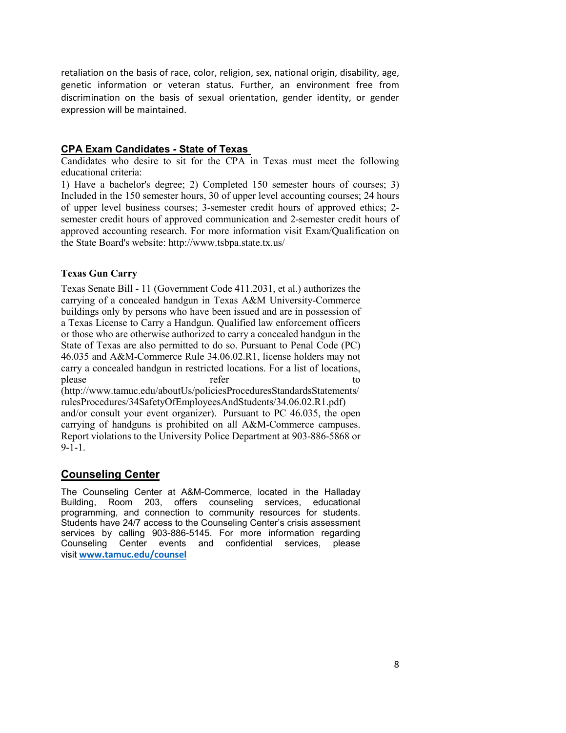retaliation on the basis of race, color, religion, sex, national origin, disability, age, genetic information or veteran status. Further, an environment free from discrimination on the basis of sexual orientation, gender identity, or gender expression will be maintained.

## CPA Exam Candidates - State of Texas

Candidates who desire to sit for the CPA in Texas must meet the following educational criteria:

1) Have a bachelor's degree; 2) Completed 150 semester hours of courses; 3) Included in the 150 semester hours, 30 of upper level accounting courses; 24 hours of upper level business courses; 3-semester credit hours of approved ethics; 2-semester credit hours of approved communication and 2-semester credit hours of approved accounting research. For more information visit Exam/Qualification on the State Board's website: http://www.tsbpa.state.tx.us/

### Texas Gun Carry

Texas Senate Bill - 11 (Government Code 411.2031, et al.) authorizes the carrying of a concealed handgun in Texas A&M University-Commerce buildings only by persons who have been issued and are in possession of a Texas License to Carry a Handgun. Qualified law enforcement officers or those who are otherwise authorized to carry a concealed handgun in the State of Texas are also permitted to do so. Pursuant to Penal Code (PC) 46.035 and A&M-Commerce Rule 34.06.02.R1, license holders may not carry a concealed handgun in restricted locations. For a list of locations, please refer to (http://www.tamuc.edu/aboutUs/policiesProceduresStandardsStatements/rulesProcedures/34SafetyOfEmployeesAndStudents/34.06.02.R1.pdf) and/or consult your event organizer). Pursuant to PC 46.035, the open carrying of handguns is prohibited on all A&M-Commerce campuses. Report violations to the University Police Department at 903-886-5868 or 9-1-1.

## Counseling Center

The Counseling Center at A&M-Commerce, located in the Halladay Building, Room 203, offers counseling services, educational programming, and connection to community resources for students. Students have 24/7 access to the Counseling Center's crisis assessment services by calling 903-886-5145. For more information regarding Counseling Center events and confidential services, please visit **www.tamuc.edu/counsel**